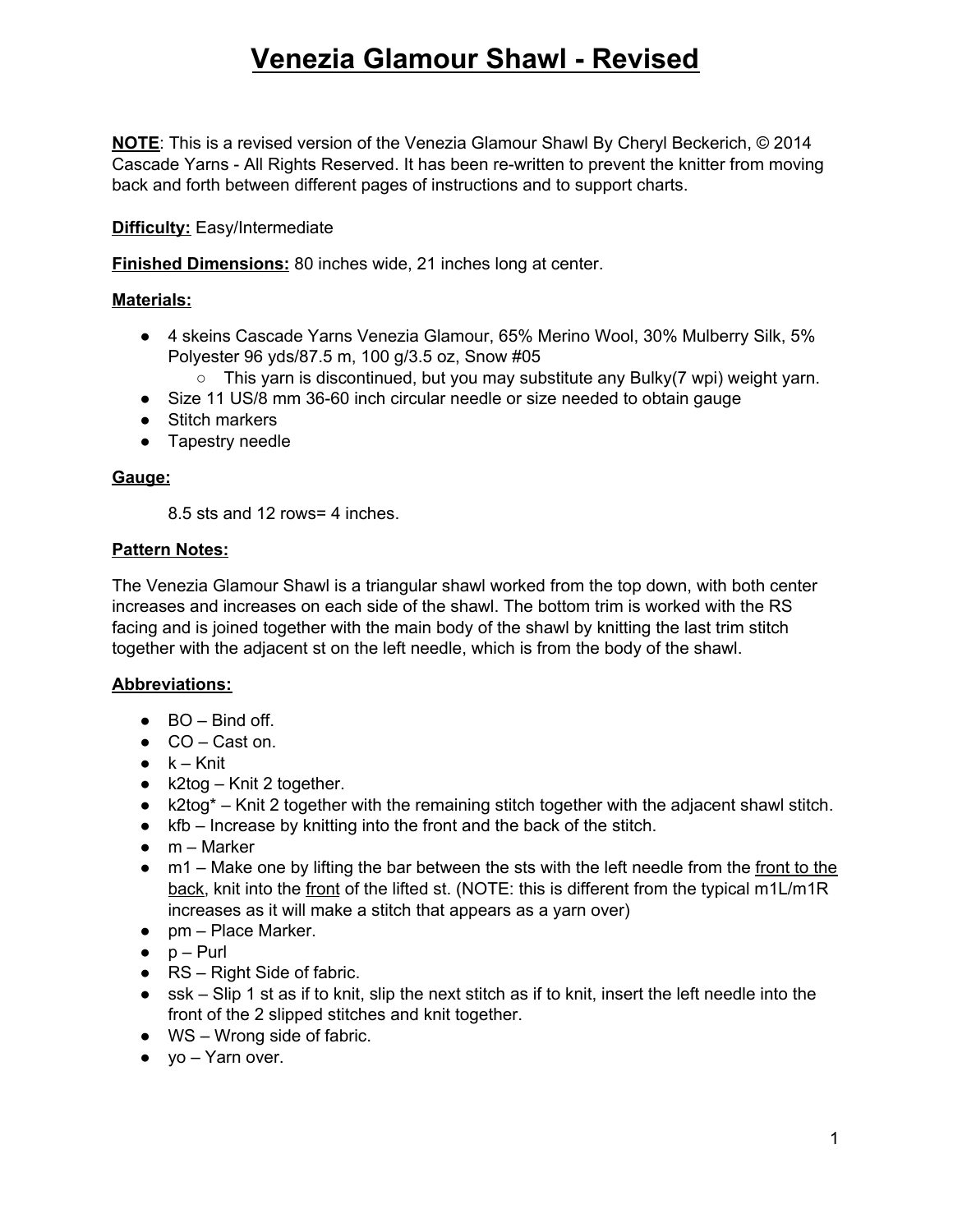# Venezia Glamour Shawl - Revised

**NOTE**: This is a revised version of the Venezia Glamour Shawl By Cheryl Beckerich, © 2014 Cascade Yarns - All Rights Reserved. It has been re-written to prevent the knitter from moving back and forth between different pages of instructions and to support charts.

**Difficulty:** Easy/Intermediate

**Finished Dimensions:** 80 inches wide, 21 inches long at center.

**Materials:**

- 4 skeins Cascade Yarns Venezia Glamour, 65% Merino Wool, 30% Mulberry Silk, 5% Polyester 96 yds/87.5 m, 100 g/3.5 oz, Snow #05
  - This yarn is discontinued, but you may substitute any Bulky(7 wpi) weight yarn.
- Size 11 US/8 mm 36-60 inch circular needle or size needed to obtain gauge
- Stitch markers
- Tapestry needle

**Gauge:**

8.5 sts and 12 rows= 4 inches.

**Pattern Notes:**

The Venezia Glamour Shawl is a triangular shawl worked from the top down, with both center increases and increases on each side of the shawl. The bottom trim is worked with the RS facing and is joined together with the main body of the shawl by knitting the last trim stitch together with the adjacent st on the left needle, which is from the body of the shawl.

**Abbreviations:**

- BO – Bind off.
- CO – Cast on.
- k – Knit
- k2tog – Knit 2 together.
- k2tog* – Knit 2 together with the remaining stitch together with the adjacent shawl stitch.
- kfb – Increase by knitting into the front and the back of the stitch.
- m – Marker
- m1 – Make one by lifting the bar between the sts with the left needle from the <u>front to the back</u>, knit into the <u>front</u> of the lifted st. (NOTE: this is different from the typical m1L/m1R increases as it will make a stitch that appears as a yarn over)
- pm – Place Marker.
- p – Purl
- RS – Right Side of fabric.
- ssk – Slip 1 st as if to knit, slip the next stitch as if to knit, insert the left needle into the front of the 2 slipped stitches and knit together.
- WS – Wrong side of fabric.
- yo – Yarn over.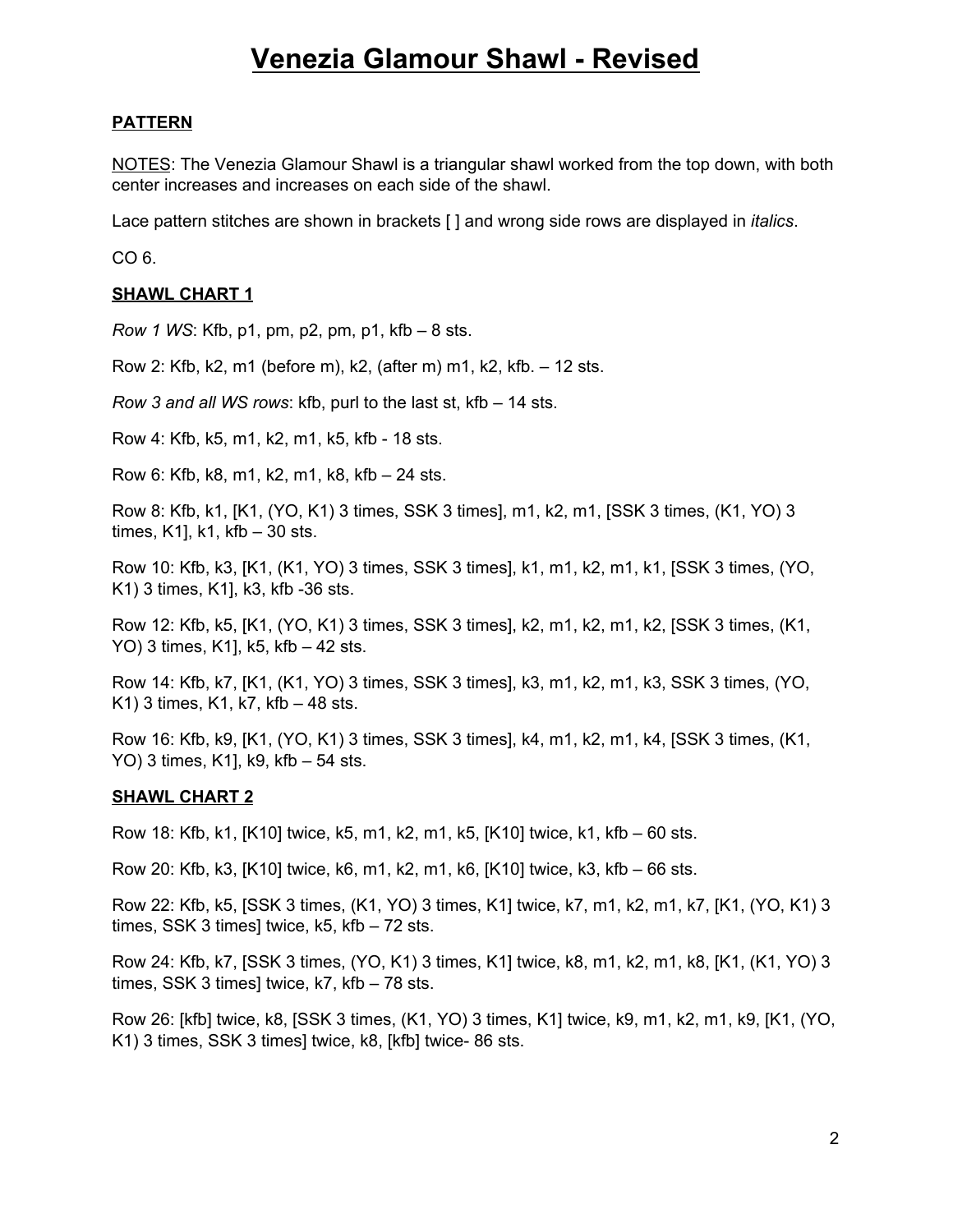# Venezia Glamour Shawl - Revised

## PATTERN

NOTES: The Venezia Glamour Shawl is a triangular shawl worked from the top down, with both center increases and increases on each side of the shawl.

Lace pattern stitches are shown in brackets [ ] and wrong side rows are displayed in *italics*.

CO 6.

### SHAWL CHART 1

*Row 1 WS*: Kfb, p1, pm, p2, pm, p1, kfb – 8 sts.

Row 2: Kfb, k2, m1 (before m), k2, (after m) m1, k2, kfb. – 12 sts.

*Row 3 and all WS rows*: kfb, purl to the last st, kfb – 14 sts.

Row 4: Kfb, k5, m1, k2, m1, k5, kfb - 18 sts.

Row 6: Kfb, k8, m1, k2, m1, k8, kfb – 24 sts.

Row 8: Kfb, k1, [K1, (YO, K1) 3 times, SSK 3 times], m1, k2, m1, [SSK 3 times, (K1, YO) 3 times, K1], k1, kfb – 30 sts.

Row 10: Kfb, k3, [K1, (K1, YO) 3 times, SSK 3 times], k1, m1, k2, m1, k1, [SSK 3 times, (YO, K1) 3 times, K1], k3, kfb -36 sts.

Row 12: Kfb, k5, [K1, (YO, K1) 3 times, SSK 3 times], k2, m1, k2, m1, k2, [SSK 3 times, (K1, YO) 3 times, K1], k5, kfb – 42 sts.

Row 14: Kfb, k7, [K1, (K1, YO) 3 times, SSK 3 times], k3, m1, k2, m1, k3, SSK 3 times, (YO, K1) 3 times, K1, k7, kfb – 48 sts.

Row 16: Kfb, k9, [K1, (YO, K1) 3 times, SSK 3 times], k4, m1, k2, m1, k4, [SSK 3 times, (K1, YO) 3 times, K1], k9, kfb – 54 sts.

### SHAWL CHART 2

Row 18: Kfb, k1, [K10] twice, k5, m1, k2, m1, k5, [K10] twice, k1, kfb – 60 sts.

Row 20: Kfb, k3, [K10] twice, k6, m1, k2, m1, k6, [K10] twice, k3, kfb – 66 sts.

Row 22: Kfb, k5, [SSK 3 times, (K1, YO) 3 times, K1] twice, k7, m1, k2, m1, k7, [K1, (YO, K1) 3 times, SSK 3 times] twice, k5, kfb – 72 sts.

Row 24: Kfb, k7, [SSK 3 times, (YO, K1) 3 times, K1] twice, k8, m1, k2, m1, k8, [K1, (K1, YO) 3 times, SSK 3 times] twice, k7, kfb – 78 sts.

Row 26: [kfb] twice, k8, [SSK 3 times, (K1, YO) 3 times, K1] twice, k9, m1, k2, m1, k9, [K1, (YO, K1) 3 times, SSK 3 times] twice, k8, [kfb] twice- 86 sts.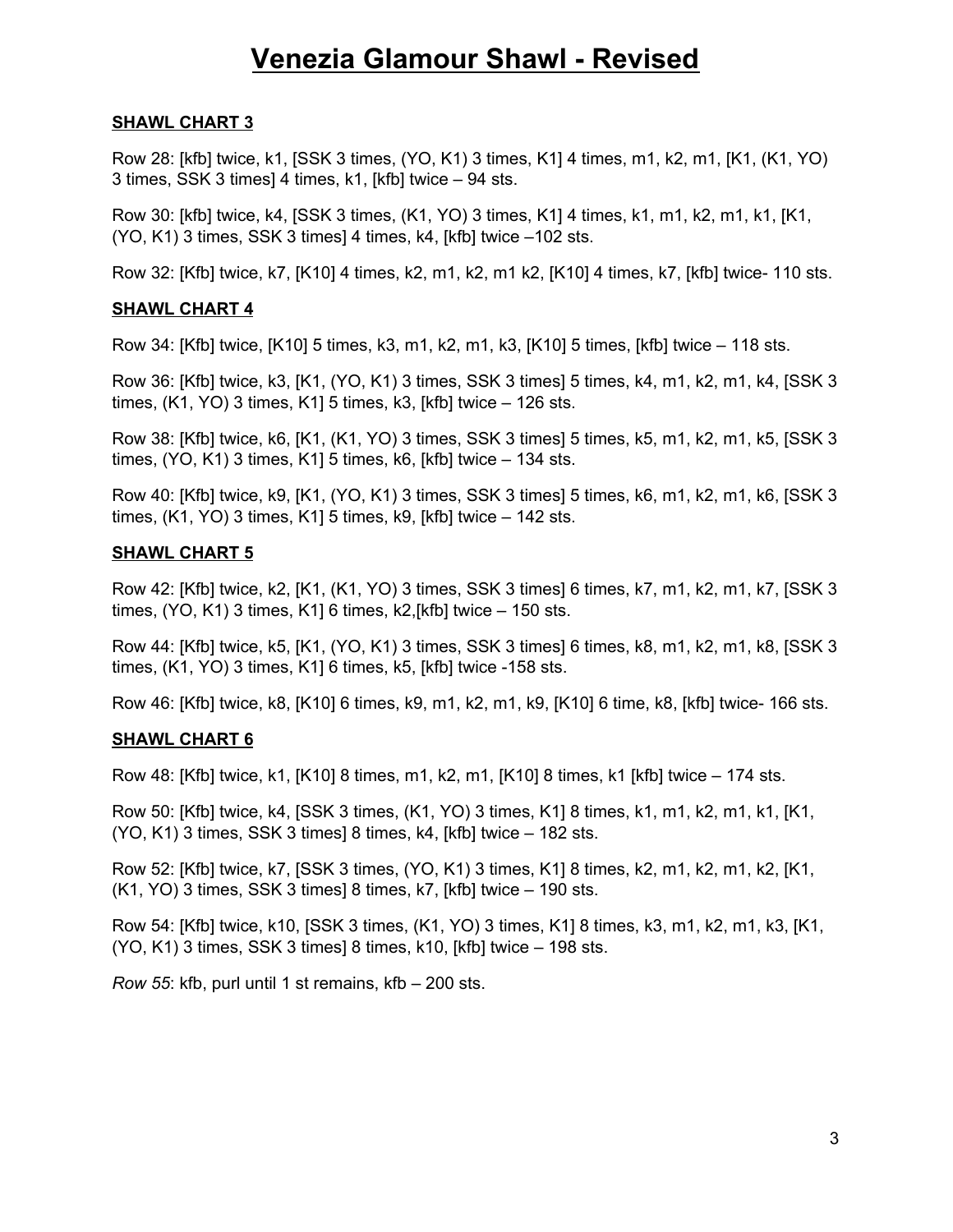# Venezia Glamour Shawl - Revised

**SHAWL CHART 3**

Row 28: [kfb] twice, k1, [SSK 3 times, (YO, K1) 3 times, K1] 4 times, m1, k2, m1, [K1, (K1, YO) 3 times, SSK 3 times] 4 times, k1, [kfb] twice – 94 sts.

Row 30: [kfb] twice, k4, [SSK 3 times, (K1, YO) 3 times, K1] 4 times, k1, m1, k2, m1, k1, [K1, (YO, K1) 3 times, SSK 3 times] 4 times, k4, [kfb] twice –102 sts.

Row 32: [Kfb] twice, k7, [K10] 4 times, k2, m1, k2, m1 k2, [K10] 4 times, k7, [kfb] twice- 110 sts.

**SHAWL CHART 4**

Row 34: [Kfb] twice, [K10] 5 times, k3, m1, k2, m1, k3, [K10] 5 times, [kfb] twice – 118 sts.

Row 36: [Kfb] twice, k3, [K1, (YO, K1) 3 times, SSK 3 times] 5 times, k4, m1, k2, m1, k4, [SSK 3 times, (K1, YO) 3 times, K1] 5 times, k3, [kfb] twice – 126 sts.

Row 38: [Kfb] twice, k6, [K1, (K1, YO) 3 times, SSK 3 times] 5 times, k5, m1, k2, m1, k5, [SSK 3 times, (YO, K1) 3 times, K1] 5 times, k6, [kfb] twice – 134 sts.

Row 40: [Kfb] twice, k9, [K1, (YO, K1) 3 times, SSK 3 times] 5 times, k6, m1, k2, m1, k6, [SSK 3 times, (K1, YO) 3 times, K1] 5 times, k9, [kfb] twice – 142 sts.

**SHAWL CHART 5**

Row 42: [Kfb] twice, k2, [K1, (K1, YO) 3 times, SSK 3 times] 6 times, k7, m1, k2, m1, k7, [SSK 3 times, (YO, K1) 3 times, K1] 6 times, k2,[kfb] twice – 150 sts.

Row 44: [Kfb] twice, k5, [K1, (YO, K1) 3 times, SSK 3 times] 6 times, k8, m1, k2, m1, k8, [SSK 3 times, (K1, YO) 3 times, K1] 6 times, k5, [kfb] twice -158 sts.

Row 46: [Kfb] twice, k8, [K10] 6 times, k9, m1, k2, m1, k9, [K10] 6 time, k8, [kfb] twice- 166 sts.

**SHAWL CHART 6**

Row 48: [Kfb] twice, k1, [K10] 8 times, m1, k2, m1, [K10] 8 times, k1 [kfb] twice – 174 sts.

Row 50: [Kfb] twice, k4, [SSK 3 times, (K1, YO) 3 times, K1] 8 times, k1, m1, k2, m1, k1, [K1, (YO, K1) 3 times, SSK 3 times] 8 times, k4, [kfb] twice – 182 sts.

Row 52: [Kfb] twice, k7, [SSK 3 times, (YO, K1) 3 times, K1] 8 times, k2, m1, k2, m1, k2, [K1, (K1, YO) 3 times, SSK 3 times] 8 times, k7, [kfb] twice – 190 sts.

Row 54: [Kfb] twice, k10, [SSK 3 times, (K1, YO) 3 times, K1] 8 times, k3, m1, k2, m1, k3, [K1, (YO, K1) 3 times, SSK 3 times] 8 times, k10, [kfb] twice – 198 sts.

*Row 55*: kfb, purl until 1 st remains, kfb – 200 sts.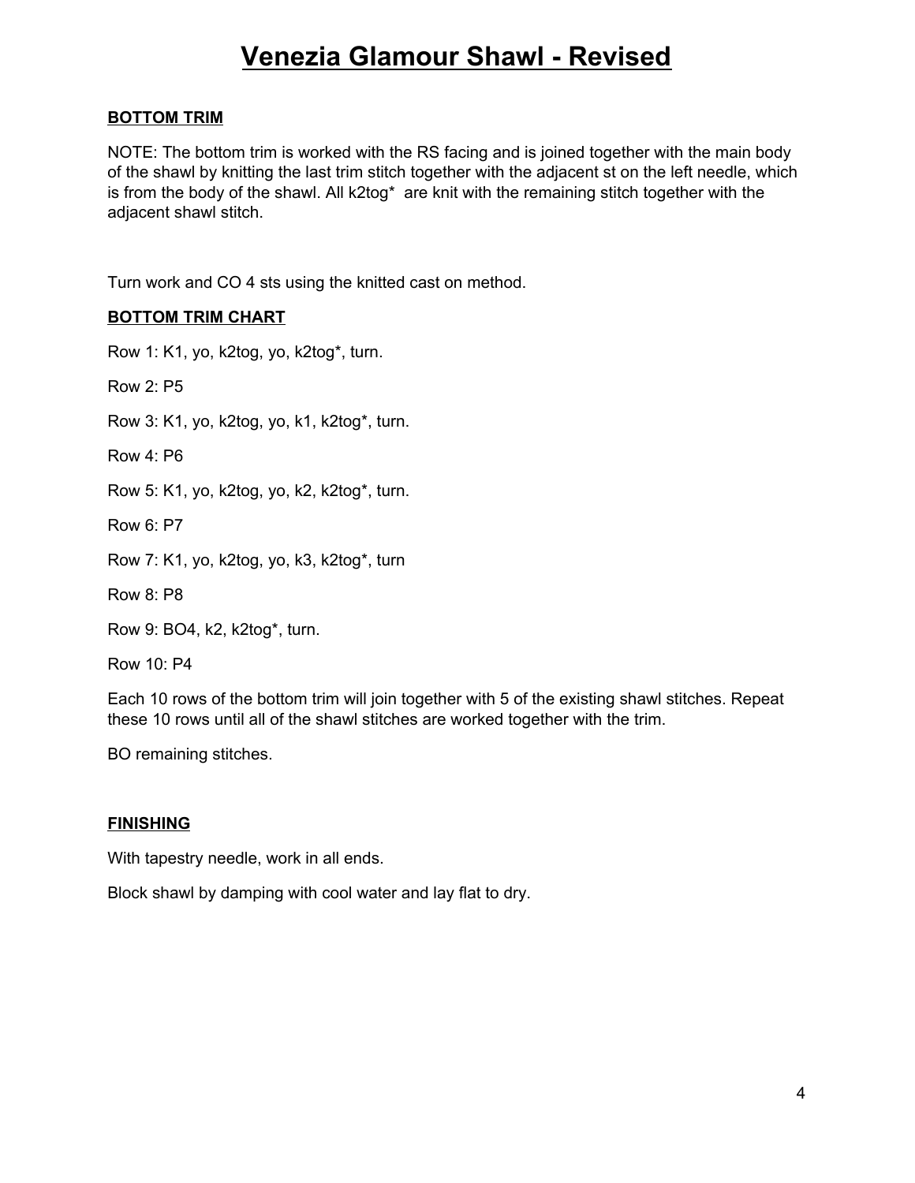# Venezia Glamour Shawl - Revised

## BOTTOM TRIM

NOTE: The bottom trim is worked with the RS facing and is joined together with the main body of the shawl by knitting the last trim stitch together with the adjacent st on the left needle, which is from the body of the shawl. All k2tog* are knit with the remaining stitch together with the adjacent shawl stitch.

Turn work and CO 4 sts using the knitted cast on method.

## BOTTOM TRIM CHART

Row 1: K1, yo, k2tog, yo, k2tog*, turn.

Row 2: P5

Row 3: K1, yo, k2tog, yo, k1, k2tog*, turn.

Row 4: P6

Row 5: K1, yo, k2tog, yo, k2, k2tog*, turn.

Row 6: P7

Row 7: K1, yo, k2tog, yo, k3, k2tog*, turn

Row 8: P8

Row 9: BO4, k2, k2tog*, turn.

Row 10: P4

Each 10 rows of the bottom trim will join together with 5 of the existing shawl stitches. Repeat these 10 rows until all of the shawl stitches are worked together with the trim.

BO remaining stitches.

## FINISHING

With tapestry needle, work in all ends.

Block shawl by damping with cool water and lay flat to dry.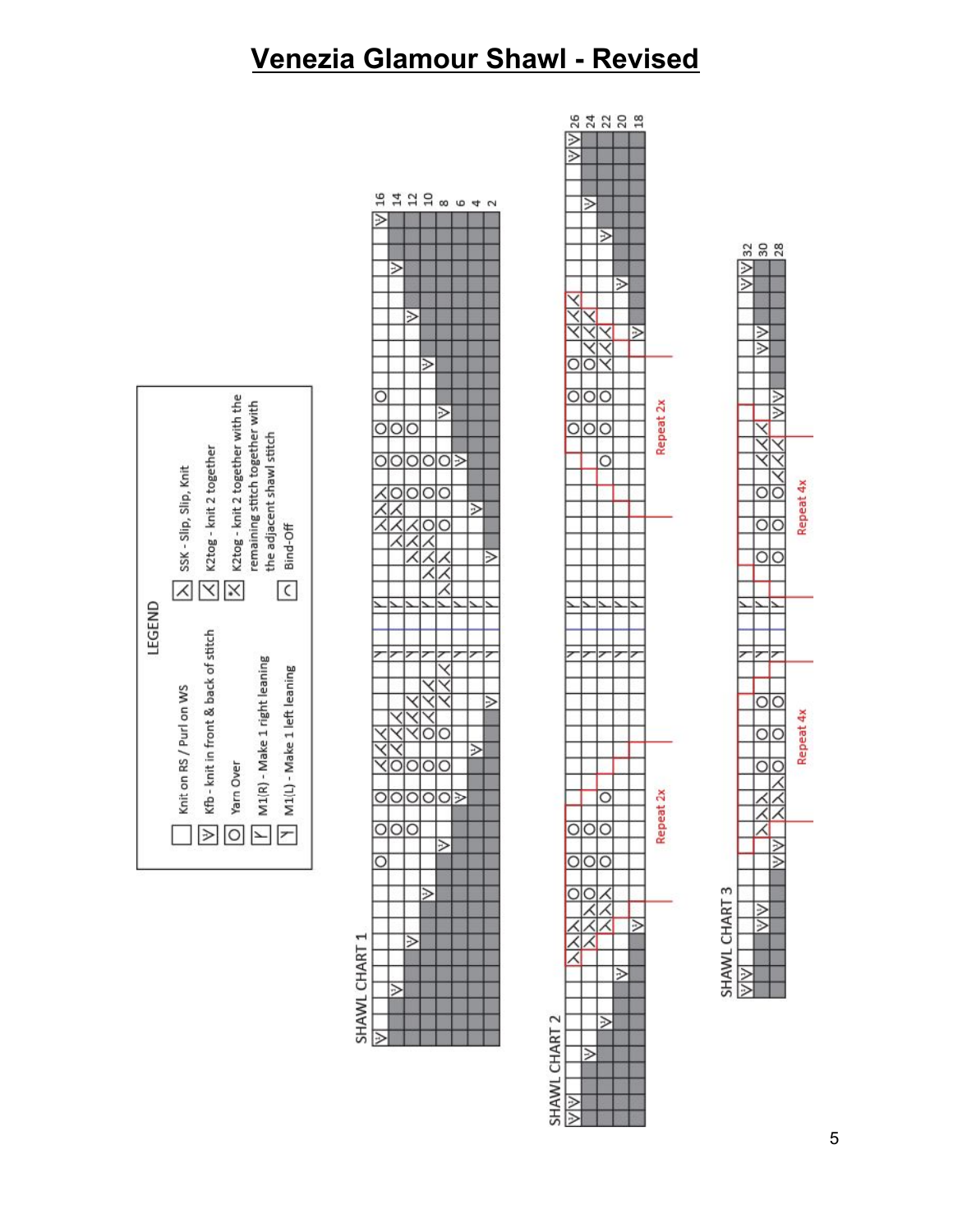# Venezia Glamour Shawl - Revised

## LEGEND

- Knit on RS / Purl on WS
- Kfb - knit in front & back of stitch
- Yarn Over
- M1(R) - Make 1 right leaning
- M1(L) - Make 1 left leaning
- SSK - Slip, Slip, Knit
- K2tog - knit 2 together
- K2tog - knit 2 together with the remaining stitch together with the adjacent shawl stitch
- Bind-Off

## SHAWL CHART 1

Rows: 2, 4, 6, 8, 10, 12, 14, 16

## SHAWL CHART 2

Rows: 18, 20, 22, 24, 26

Repeat 2x

Repeat 2x

## SHAWL CHART 3

Rows: 28, 30, 32

Repeat 4x

Repeat 4x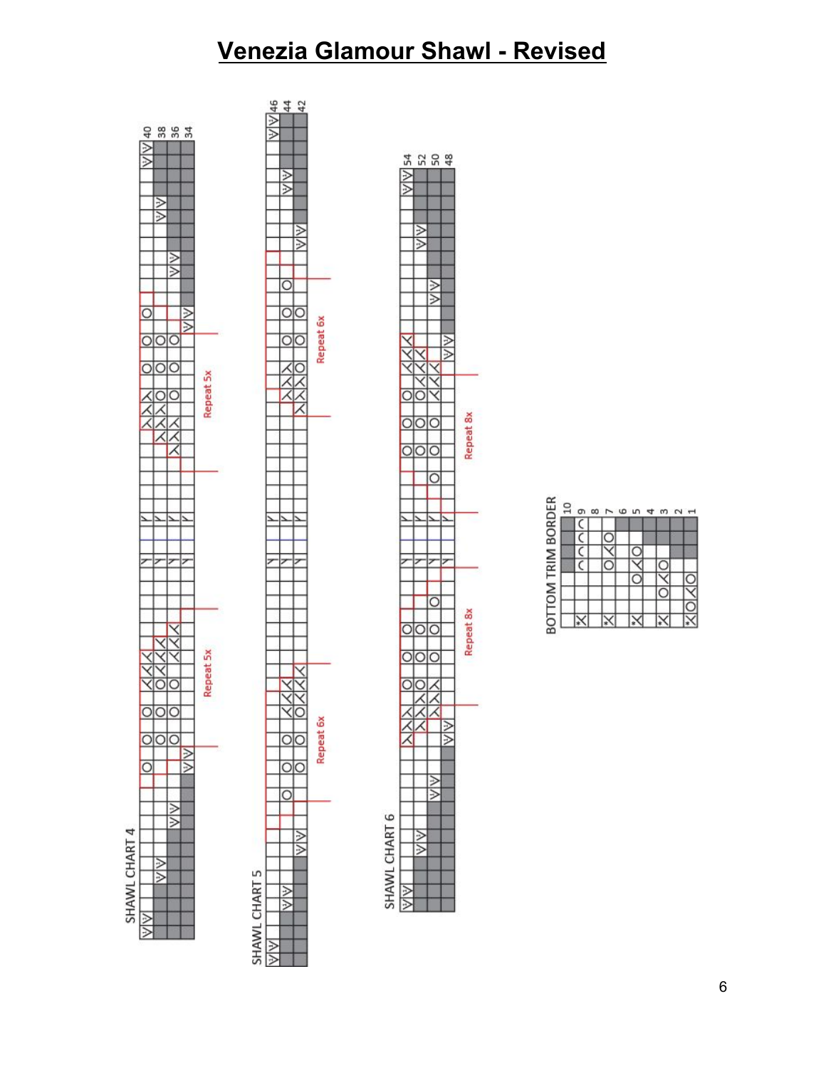# Venezia Glamour Shawl - Revised

SHAWL CHART 4

40
38
36
34

Repeat 5x

Repeat 5x

SHAWL CHART 5

46
44
42

Repeat 6x

Repeat 6x

SHAWL CHART 6

54
52
50
48

Repeat 8x

Repeat 8x

BOTTOM TRIM BORDER

10
9
8
7
6
5
4
3
2
1